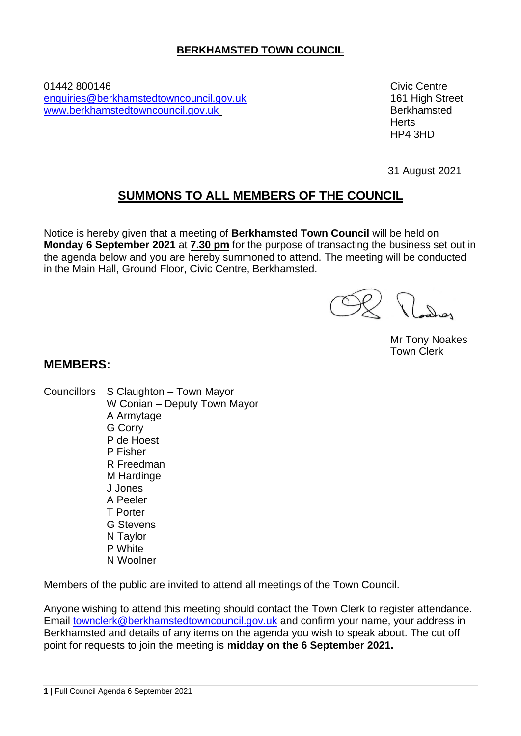**BERKHAMSTED TOWN COUNCIL**

01442 800146
enquiries@berkhamstedtowncouncil.gov.uk
www.berkhamstedtowncouncil.gov.uk

Civic Centre
161 High Street
Berkhamsted
Herts
HP4 3HD

31 August 2021

## SUMMONS TO ALL MEMBERS OF THE COUNCIL

Notice is hereby given that a meeting of **Berkhamsted Town Council** will be held on **Monday 6 September 2021** at **7.30 pm** for the purpose of transacting the business set out in the agenda below and you are hereby summoned to attend. The meeting will be conducted in the Main Hall, Ground Floor, Civic Centre, Berkhamsted.

Mr Tony Noakes
Town Clerk

## MEMBERS:

Councillors
- S Claughton – Town Mayor
- W Conian – Deputy Town Mayor
- A Armytage
- G Corry
- P de Hoest
- P Fisher
- R Freedman
- M Hardinge
- J Jones
- A Peeler
- T Porter
- G Stevens
- N Taylor
- P White
- N Woolner

Members of the public are invited to attend all meetings of the Town Council.

Anyone wishing to attend this meeting should contact the Town Clerk to register attendance. Email townclerk@berkhamstedtowncouncil.gov.uk and confirm your name, your address in Berkhamsted and details of any items on the agenda you wish to speak about. The cut off point for requests to join the meeting is **midday on the 6 September 2021.**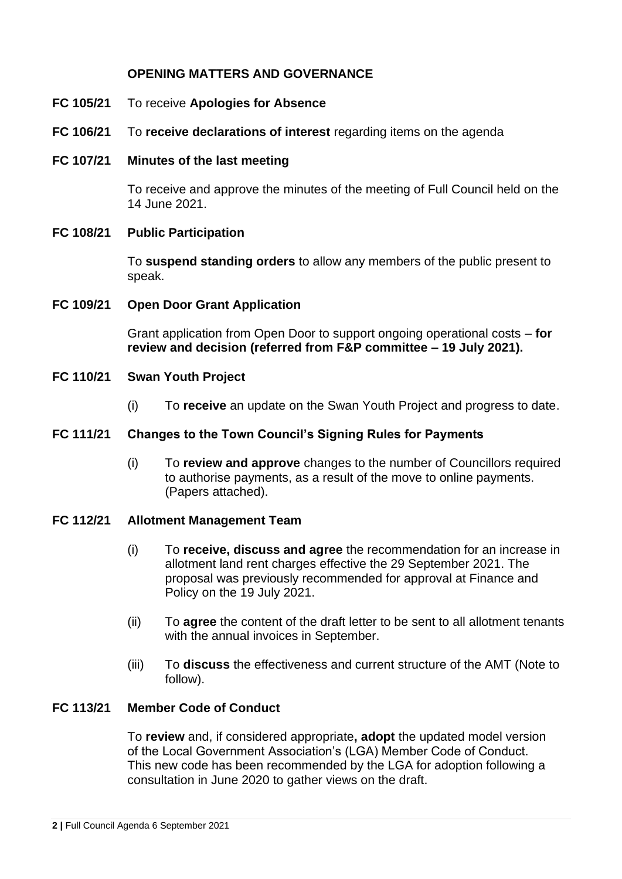## OPENING MATTERS AND GOVERNANCE

**FC 105/21** To receive **Apologies for Absence**

**FC 106/21** To **receive declarations of interest** regarding items on the agenda

**FC 107/21 Minutes of the last meeting**

To receive and approve the minutes of the meeting of Full Council held on the 14 June 2021.

**FC 108/21 Public Participation**

To **suspend standing orders** to allow any members of the public present to speak.

**FC 109/21 Open Door Grant Application**

Grant application from Open Door to support ongoing operational costs – **for review and decision (referred from F&P committee – 19 July 2021).**

**FC 110/21 Swan Youth Project**

(i) To **receive** an update on the Swan Youth Project and progress to date.

**FC 111/21 Changes to the Town Council's Signing Rules for Payments**

(i) To **review and approve** changes to the number of Councillors required to authorise payments, as a result of the move to online payments. (Papers attached).

**FC 112/21 Allotment Management Team**

(i) To **receive, discuss and agree** the recommendation for an increase in allotment land rent charges effective the 29 September 2021. The proposal was previously recommended for approval at Finance and Policy on the 19 July 2021.

(ii) To **agree** the content of the draft letter to be sent to all allotment tenants with the annual invoices in September.

(iii) To **discuss** the effectiveness and current structure of the AMT (Note to follow).

**FC 113/21 Member Code of Conduct**

To **review** and, if considered appropriate**, adopt** the updated model version of the Local Government Association's (LGA) Member Code of Conduct. This new code has been recommended by the LGA for adoption following a consultation in June 2020 to gather views on the draft.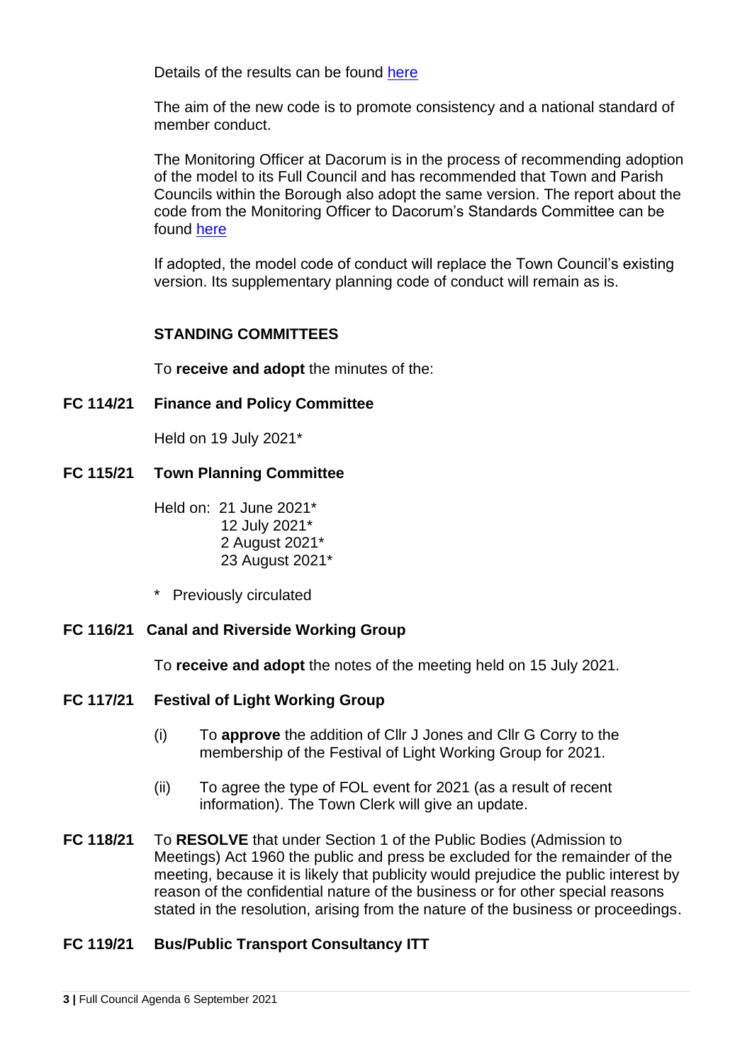Details of the results can be found here

The aim of the new code is to promote consistency and a national standard of member conduct.

The Monitoring Officer at Dacorum is in the process of recommending adoption of the model to its Full Council and has recommended that Town and Parish Councils within the Borough also adopt the same version. The report about the code from the Monitoring Officer to Dacorum's Standards Committee can be found here

If adopted, the model code of conduct will replace the Town Council's existing version. Its supplementary planning code of conduct will remain as is.

**STANDING COMMITTEES**

To **receive and adopt** the minutes of the:

**FC 114/21 Finance and Policy Committee**

Held on 19 July 2021*

**FC 115/21 Town Planning Committee**

Held on: 21 June 2021*
12 July 2021*
2 August 2021*
23 August 2021*

\* Previously circulated

**FC 116/21 Canal and Riverside Working Group**

To **receive and adopt** the notes of the meeting held on 15 July 2021.

**FC 117/21 Festival of Light Working Group**

(i) To **approve** the addition of Cllr J Jones and Cllr G Corry to the membership of the Festival of Light Working Group for 2021.

(ii) To agree the type of FOL event for 2021 (as a result of recent information). The Town Clerk will give an update.

**FC 118/21** To **RESOLVE** that under Section 1 of the Public Bodies (Admission to Meetings) Act 1960 the public and press be excluded for the remainder of the meeting, because it is likely that publicity would prejudice the public interest by reason of the confidential nature of the business or for other special reasons stated in the resolution, arising from the nature of the business or proceedings.

**FC 119/21 Bus/Public Transport Consultancy ITT**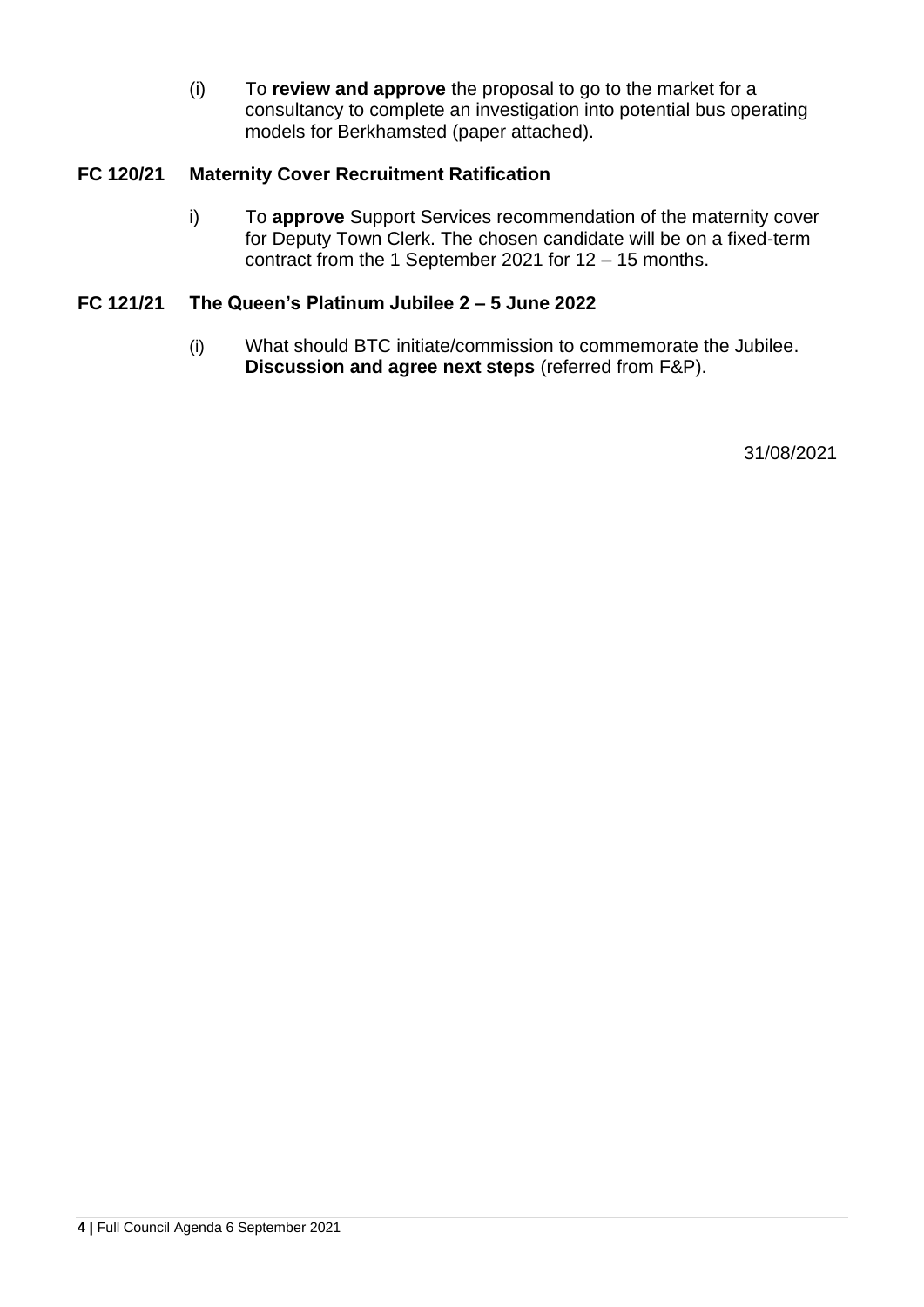(i) To **review and approve** the proposal to go to the market for a consultancy to complete an investigation into potential bus operating models for Berkhamsted (paper attached).

**FC 120/21 Maternity Cover Recruitment Ratification**

i) To **approve** Support Services recommendation of the maternity cover for Deputy Town Clerk. The chosen candidate will be on a fixed-term contract from the 1 September 2021 for 12 – 15 months.

**FC 121/21 The Queen's Platinum Jubilee 2 – 5 June 2022**

(i) What should BTC initiate/commission to commemorate the Jubilee. **Discussion and agree next steps** (referred from F&P).

31/08/2021